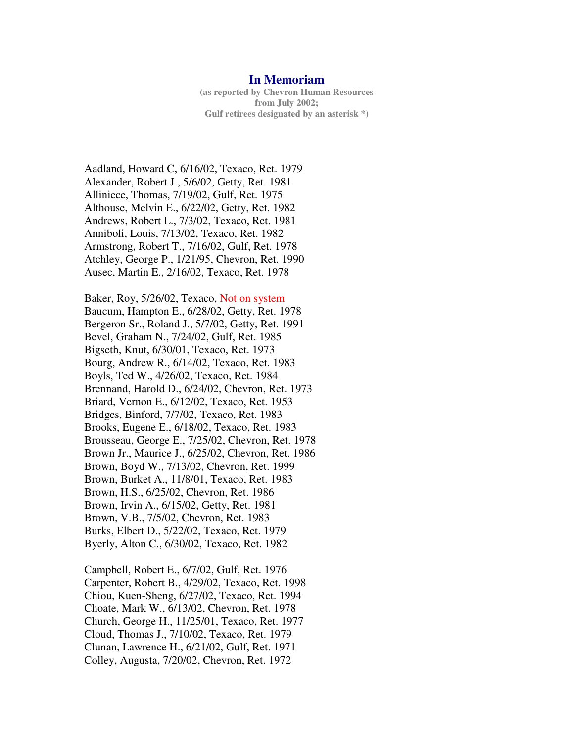# In Memoriam

**(as reported by Chevron Human Resources from July 2002; Gulf retirees designated by an asterisk *)**

Aadland, Howard C, 6/16/02, Texaco, Ret. 1979
Alexander, Robert J., 5/6/02, Getty, Ret. 1981
Alliniece, Thomas, 7/19/02, Gulf, Ret. 1975
Althouse, Melvin E., 6/22/02, Getty, Ret. 1982
Andrews, Robert L., 7/3/02, Texaco, Ret. 1981
Anniboli, Louis, 7/13/02, Texaco, Ret. 1982
Armstrong, Robert T., 7/16/02, Gulf, Ret. 1978
Atchley, George P., 1/21/95, Chevron, Ret. 1990
Ausec, Martin E., 2/16/02, Texaco, Ret. 1978

Baker, Roy, 5/26/02, Texaco, Not on system
Baucum, Hampton E., 6/28/02, Getty, Ret. 1978
Bergeron Sr., Roland J., 5/7/02, Getty, Ret. 1991
Bevel, Graham N., 7/24/02, Gulf, Ret. 1985
Bigseth, Knut, 6/30/01, Texaco, Ret. 1973
Bourg, Andrew R., 6/14/02, Texaco, Ret. 1983
Boyls, Ted W., 4/26/02, Texaco, Ret. 1984
Brennand, Harold D., 6/24/02, Chevron, Ret. 1973
Briard, Vernon E., 6/12/02, Texaco, Ret. 1953
Bridges, Binford, 7/7/02, Texaco, Ret. 1983
Brooks, Eugene E., 6/18/02, Texaco, Ret. 1983
Brousseau, George E., 7/25/02, Chevron, Ret. 1978
Brown Jr., Maurice J., 6/25/02, Chevron, Ret. 1986
Brown, Boyd W., 7/13/02, Chevron, Ret. 1999
Brown, Burket A., 11/8/01, Texaco, Ret. 1983
Brown, H.S., 6/25/02, Chevron, Ret. 1986
Brown, Irvin A., 6/15/02, Getty, Ret. 1981
Brown, V.B., 7/5/02, Chevron, Ret. 1983
Burks, Elbert D., 5/22/02, Texaco, Ret. 1979
Byerly, Alton C., 6/30/02, Texaco, Ret. 1982

Campbell, Robert E., 6/7/02, Gulf, Ret. 1976
Carpenter, Robert B., 4/29/02, Texaco, Ret. 1998
Chiou, Kuen-Sheng, 6/27/02, Texaco, Ret. 1994
Choate, Mark W., 6/13/02, Chevron, Ret. 1978
Church, George H., 11/25/01, Texaco, Ret. 1977
Cloud, Thomas J., 7/10/02, Texaco, Ret. 1979
Clunan, Lawrence H., 6/21/02, Gulf, Ret. 1971
Colley, Augusta, 7/20/02, Chevron, Ret. 1972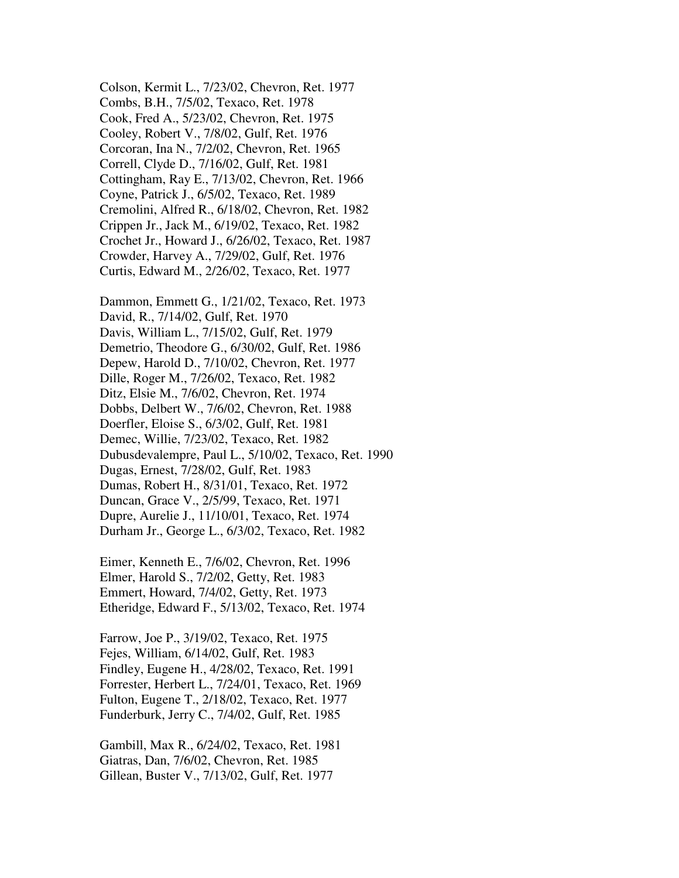Colson, Kermit L., 7/23/02, Chevron, Ret. 1977
Combs, B.H., 7/5/02, Texaco, Ret. 1978
Cook, Fred A., 5/23/02, Chevron, Ret. 1975
Cooley, Robert V., 7/8/02, Gulf, Ret. 1976
Corcoran, Ina N., 7/2/02, Chevron, Ret. 1965
Correll, Clyde D., 7/16/02, Gulf, Ret. 1981
Cottingham, Ray E., 7/13/02, Chevron, Ret. 1966
Coyne, Patrick J., 6/5/02, Texaco, Ret. 1989
Cremolini, Alfred R., 6/18/02, Chevron, Ret. 1982
Crippen Jr., Jack M., 6/19/02, Texaco, Ret. 1982
Crochet Jr., Howard J., 6/26/02, Texaco, Ret. 1987
Crowder, Harvey A., 7/29/02, Gulf, Ret. 1976
Curtis, Edward M., 2/26/02, Texaco, Ret. 1977

Dammon, Emmett G., 1/21/02, Texaco, Ret. 1973
David, R., 7/14/02, Gulf, Ret. 1970
Davis, William L., 7/15/02, Gulf, Ret. 1979
Demetrio, Theodore G., 6/30/02, Gulf, Ret. 1986
Depew, Harold D., 7/10/02, Chevron, Ret. 1977
Dille, Roger M., 7/26/02, Texaco, Ret. 1982
Ditz, Elsie M., 7/6/02, Chevron, Ret. 1974
Dobbs, Delbert W., 7/6/02, Chevron, Ret. 1988
Doerfler, Eloise S., 6/3/02, Gulf, Ret. 1981
Demec, Willie, 7/23/02, Texaco, Ret. 1982
Dubusdevalempre, Paul L., 5/10/02, Texaco, Ret. 1990
Dugas, Ernest, 7/28/02, Gulf, Ret. 1983
Dumas, Robert H., 8/31/01, Texaco, Ret. 1972
Duncan, Grace V., 2/5/99, Texaco, Ret. 1971
Dupre, Aurelie J., 11/10/01, Texaco, Ret. 1974
Durham Jr., George L., 6/3/02, Texaco, Ret. 1982

Eimer, Kenneth E., 7/6/02, Chevron, Ret. 1996
Elmer, Harold S., 7/2/02, Getty, Ret. 1983
Emmert, Howard, 7/4/02, Getty, Ret. 1973
Etheridge, Edward F., 5/13/02, Texaco, Ret. 1974

Farrow, Joe P., 3/19/02, Texaco, Ret. 1975
Fejes, William, 6/14/02, Gulf, Ret. 1983
Findley, Eugene H., 4/28/02, Texaco, Ret. 1991
Forrester, Herbert L., 7/24/01, Texaco, Ret. 1969
Fulton, Eugene T., 2/18/02, Texaco, Ret. 1977
Funderburk, Jerry C., 7/4/02, Gulf, Ret. 1985

Gambill, Max R., 6/24/02, Texaco, Ret. 1981
Giatras, Dan, 7/6/02, Chevron, Ret. 1985
Gillean, Buster V., 7/13/02, Gulf, Ret. 1977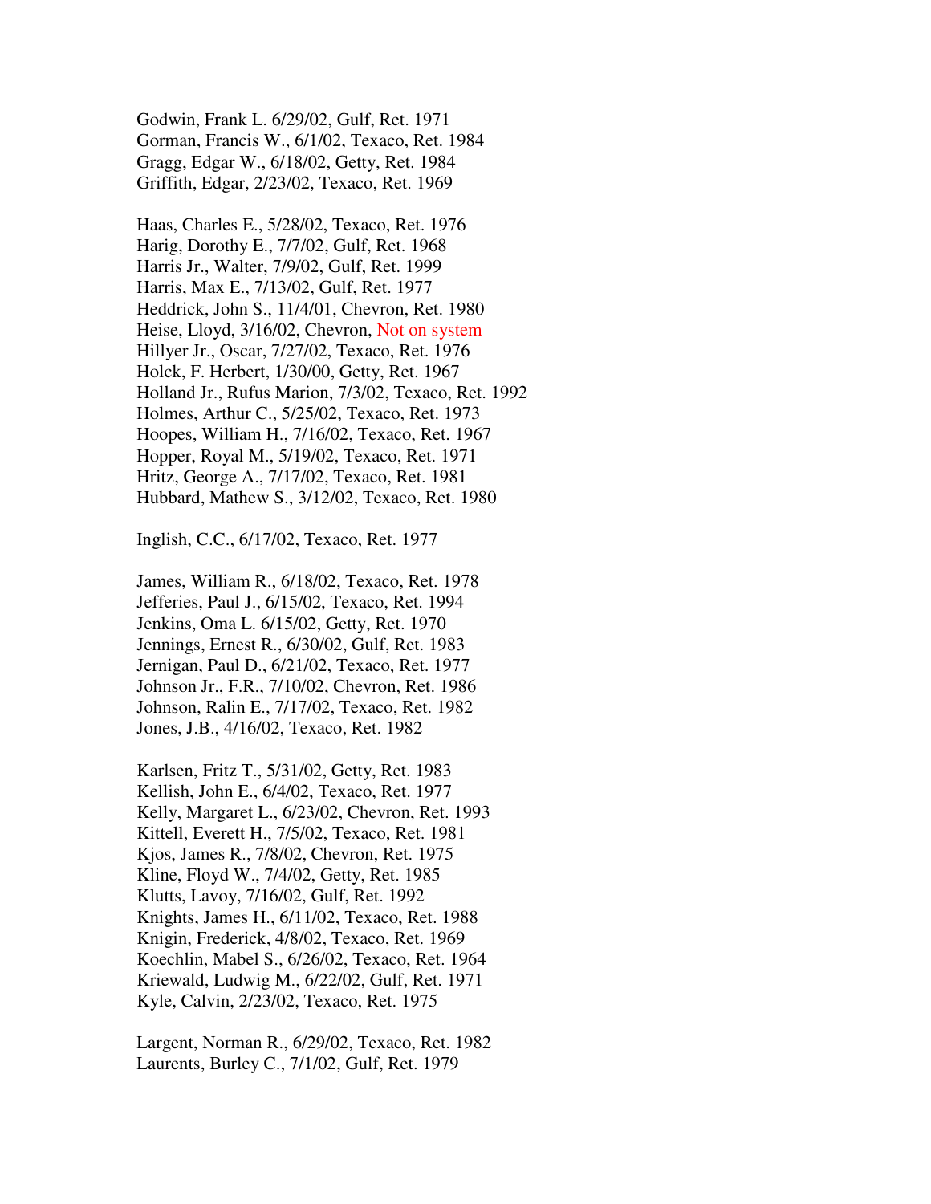Godwin, Frank L. 6/29/02, Gulf, Ret. 1971
Gorman, Francis W., 6/1/02, Texaco, Ret. 1984
Gragg, Edgar W., 6/18/02, Getty, Ret. 1984
Griffith, Edgar, 2/23/02, Texaco, Ret. 1969

Haas, Charles E., 5/28/02, Texaco, Ret. 1976
Harig, Dorothy E., 7/7/02, Gulf, Ret. 1968
Harris Jr., Walter, 7/9/02, Gulf, Ret. 1999
Harris, Max E., 7/13/02, Gulf, Ret. 1977
Heddrick, John S., 11/4/01, Chevron, Ret. 1980
Heise, Lloyd, 3/16/02, Chevron, Not on system
Hillyer Jr., Oscar, 7/27/02, Texaco, Ret. 1976
Holck, F. Herbert, 1/30/00, Getty, Ret. 1967
Holland Jr., Rufus Marion, 7/3/02, Texaco, Ret. 1992
Holmes, Arthur C., 5/25/02, Texaco, Ret. 1973
Hoopes, William H., 7/16/02, Texaco, Ret. 1967
Hopper, Royal M., 5/19/02, Texaco, Ret. 1971
Hritz, George A., 7/17/02, Texaco, Ret. 1981
Hubbard, Mathew S., 3/12/02, Texaco, Ret. 1980

Inglish, C.C., 6/17/02, Texaco, Ret. 1977

James, William R., 6/18/02, Texaco, Ret. 1978
Jefferies, Paul J., 6/15/02, Texaco, Ret. 1994
Jenkins, Oma L. 6/15/02, Getty, Ret. 1970
Jennings, Ernest R., 6/30/02, Gulf, Ret. 1983
Jernigan, Paul D., 6/21/02, Texaco, Ret. 1977
Johnson Jr., F.R., 7/10/02, Chevron, Ret. 1986
Johnson, Ralin E., 7/17/02, Texaco, Ret. 1982
Jones, J.B., 4/16/02, Texaco, Ret. 1982

Karlsen, Fritz T., 5/31/02, Getty, Ret. 1983
Kellish, John E., 6/4/02, Texaco, Ret. 1977
Kelly, Margaret L., 6/23/02, Chevron, Ret. 1993
Kittell, Everett H., 7/5/02, Texaco, Ret. 1981
Kjos, James R., 7/8/02, Chevron, Ret. 1975
Kline, Floyd W., 7/4/02, Getty, Ret. 1985
Klutts, Lavoy, 7/16/02, Gulf, Ret. 1992
Knights, James H., 6/11/02, Texaco, Ret. 1988
Knigin, Frederick, 4/8/02, Texaco, Ret. 1969
Koechlin, Mabel S., 6/26/02, Texaco, Ret. 1964
Kriewald, Ludwig M., 6/22/02, Gulf, Ret. 1971
Kyle, Calvin, 2/23/02, Texaco, Ret. 1975

Largent, Norman R., 6/29/02, Texaco, Ret. 1982
Laurents, Burley C., 7/1/02, Gulf, Ret. 1979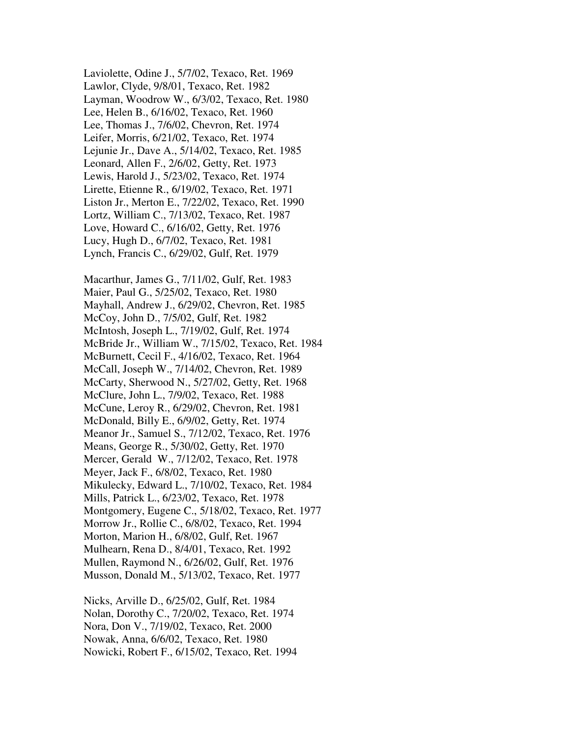Laviolette, Odine J., 5/7/02, Texaco, Ret. 1969
Lawlor, Clyde, 9/8/01, Texaco, Ret. 1982
Layman, Woodrow W., 6/3/02, Texaco, Ret. 1980
Lee, Helen B., 6/16/02, Texaco, Ret. 1960
Lee, Thomas J., 7/6/02, Chevron, Ret. 1974
Leifer, Morris, 6/21/02, Texaco, Ret. 1974
Lejunie Jr., Dave A., 5/14/02, Texaco, Ret. 1985
Leonard, Allen F., 2/6/02, Getty, Ret. 1973
Lewis, Harold J., 5/23/02, Texaco, Ret. 1974
Lirette, Etienne R., 6/19/02, Texaco, Ret. 1971
Liston Jr., Merton E., 7/22/02, Texaco, Ret. 1990
Lortz, William C., 7/13/02, Texaco, Ret. 1987
Love, Howard C., 6/16/02, Getty, Ret. 1976
Lucy, Hugh D., 6/7/02, Texaco, Ret. 1981
Lynch, Francis C., 6/29/02, Gulf, Ret. 1979

Macarthur, James G., 7/11/02, Gulf, Ret. 1983
Maier, Paul G., 5/25/02, Texaco, Ret. 1980
Mayhall, Andrew J., 6/29/02, Chevron, Ret. 1985
McCoy, John D., 7/5/02, Gulf, Ret. 1982
McIntosh, Joseph L., 7/19/02, Gulf, Ret. 1974
McBride Jr., William W., 7/15/02, Texaco, Ret. 1984
McBurnett, Cecil F., 4/16/02, Texaco, Ret. 1964
McCall, Joseph W., 7/14/02, Chevron, Ret. 1989
McCarty, Sherwood N., 5/27/02, Getty, Ret. 1968
McClure, John L., 7/9/02, Texaco, Ret. 1988
McCune, Leroy R., 6/29/02, Chevron, Ret. 1981
McDonald, Billy E., 6/9/02, Getty, Ret. 1974
Meanor Jr., Samuel S., 7/12/02, Texaco, Ret. 1976
Means, George R., 5/30/02, Getty, Ret. 1970
Mercer, Gerald W., 7/12/02, Texaco, Ret. 1978
Meyer, Jack F., 6/8/02, Texaco, Ret. 1980
Mikulecky, Edward L., 7/10/02, Texaco, Ret. 1984
Mills, Patrick L., 6/23/02, Texaco, Ret. 1978
Montgomery, Eugene C., 5/18/02, Texaco, Ret. 1977
Morrow Jr., Rollie C., 6/8/02, Texaco, Ret. 1994
Morton, Marion H., 6/8/02, Gulf, Ret. 1967
Mulhearn, Rena D., 8/4/01, Texaco, Ret. 1992
Mullen, Raymond N., 6/26/02, Gulf, Ret. 1976
Musson, Donald M., 5/13/02, Texaco, Ret. 1977

Nicks, Arville D., 6/25/02, Gulf, Ret. 1984
Nolan, Dorothy C., 7/20/02, Texaco, Ret. 1974
Nora, Don V., 7/19/02, Texaco, Ret. 2000
Nowak, Anna, 6/6/02, Texaco, Ret. 1980
Nowicki, Robert F., 6/15/02, Texaco, Ret. 1994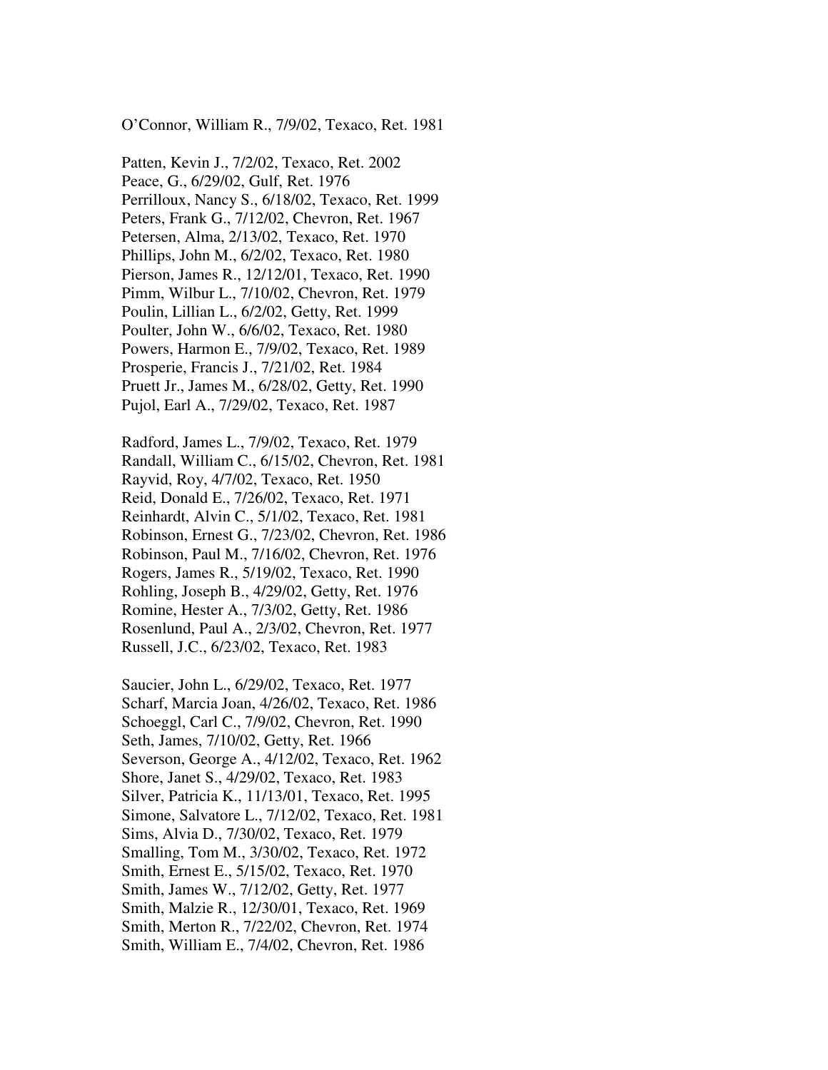O'Connor, William R., 7/9/02, Texaco, Ret. 1981

Patten, Kevin J., 7/2/02, Texaco, Ret. 2002
Peace, G., 6/29/02, Gulf, Ret. 1976
Perrilloux, Nancy S., 6/18/02, Texaco, Ret. 1999
Peters, Frank G., 7/12/02, Chevron, Ret. 1967
Petersen, Alma, 2/13/02, Texaco, Ret. 1970
Phillips, John M., 6/2/02, Texaco, Ret. 1980
Pierson, James R., 12/12/01, Texaco, Ret. 1990
Pimm, Wilbur L., 7/10/02, Chevron, Ret. 1979
Poulin, Lillian L., 6/2/02, Getty, Ret. 1999
Poulter, John W., 6/6/02, Texaco, Ret. 1980
Powers, Harmon E., 7/9/02, Texaco, Ret. 1989
Prosperie, Francis J., 7/21/02, Ret. 1984
Pruett Jr., James M., 6/28/02, Getty, Ret. 1990
Pujol, Earl A., 7/29/02, Texaco, Ret. 1987

Radford, James L., 7/9/02, Texaco, Ret. 1979
Randall, William C., 6/15/02, Chevron, Ret. 1981
Rayvid, Roy, 4/7/02, Texaco, Ret. 1950
Reid, Donald E., 7/26/02, Texaco, Ret. 1971
Reinhardt, Alvin C., 5/1/02, Texaco, Ret. 1981
Robinson, Ernest G., 7/23/02, Chevron, Ret. 1986
Robinson, Paul M., 7/16/02, Chevron, Ret. 1976
Rogers, James R., 5/19/02, Texaco, Ret. 1990
Rohling, Joseph B., 4/29/02, Getty, Ret. 1976
Romine, Hester A., 7/3/02, Getty, Ret. 1986
Rosenlund, Paul A., 2/3/02, Chevron, Ret. 1977
Russell, J.C., 6/23/02, Texaco, Ret. 1983

Saucier, John L., 6/29/02, Texaco, Ret. 1977
Scharf, Marcia Joan, 4/26/02, Texaco, Ret. 1986
Schoeggl, Carl C., 7/9/02, Chevron, Ret. 1990
Seth, James, 7/10/02, Getty, Ret. 1966
Severson, George A., 4/12/02, Texaco, Ret. 1962
Shore, Janet S., 4/29/02, Texaco, Ret. 1983
Silver, Patricia K., 11/13/01, Texaco, Ret. 1995
Simone, Salvatore L., 7/12/02, Texaco, Ret. 1981
Sims, Alvia D., 7/30/02, Texaco, Ret. 1979
Smalling, Tom M., 3/30/02, Texaco, Ret. 1972
Smith, Ernest E., 5/15/02, Texaco, Ret. 1970
Smith, James W., 7/12/02, Getty, Ret. 1977
Smith, Malzie R., 12/30/01, Texaco, Ret. 1969
Smith, Merton R., 7/22/02, Chevron, Ret. 1974
Smith, William E., 7/4/02, Chevron, Ret. 1986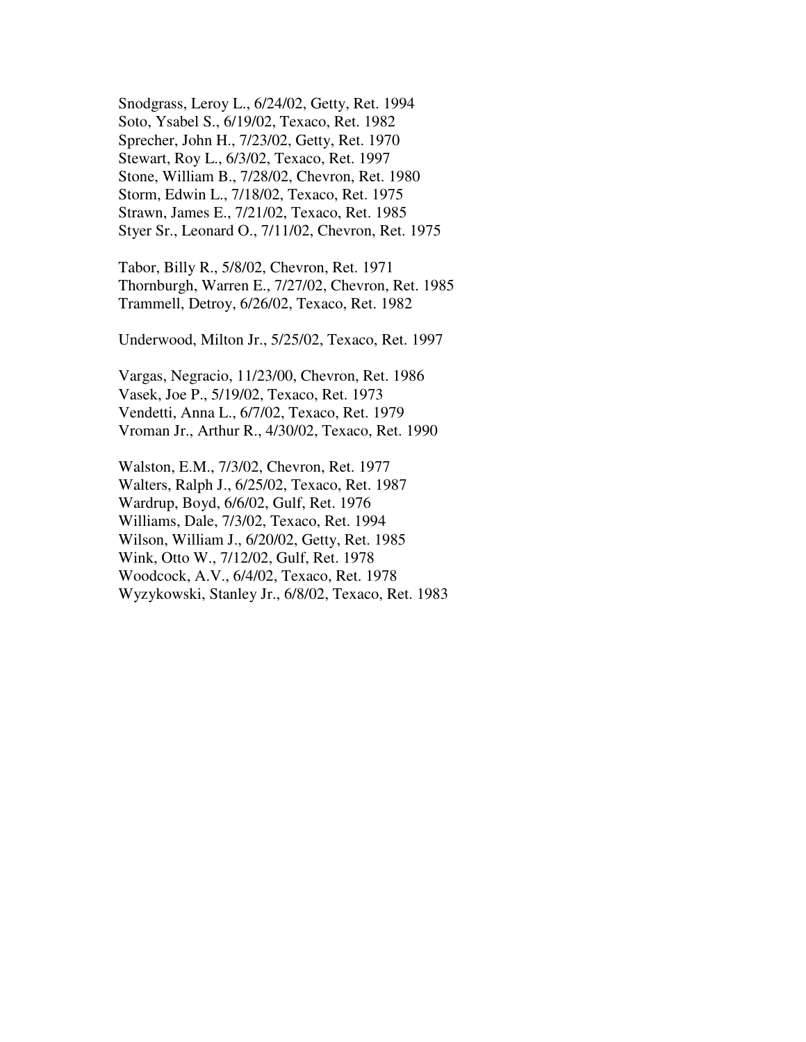Snodgrass, Leroy L., 6/24/02, Getty, Ret. 1994
Soto, Ysabel S., 6/19/02, Texaco, Ret. 1982
Sprecher, John H., 7/23/02, Getty, Ret. 1970
Stewart, Roy L., 6/3/02, Texaco, Ret. 1997
Stone, William B., 7/28/02, Chevron, Ret. 1980
Storm, Edwin L., 7/18/02, Texaco, Ret. 1975
Strawn, James E., 7/21/02, Texaco, Ret. 1985
Styer Sr., Leonard O., 7/11/02, Chevron, Ret. 1975

Tabor, Billy R., 5/8/02, Chevron, Ret. 1971
Thornburgh, Warren E., 7/27/02, Chevron, Ret. 1985
Trammell, Detroy, 6/26/02, Texaco, Ret. 1982

Underwood, Milton Jr., 5/25/02, Texaco, Ret. 1997

Vargas, Negracio, 11/23/00, Chevron, Ret. 1986
Vasek, Joe P., 5/19/02, Texaco, Ret. 1973
Vendetti, Anna L., 6/7/02, Texaco, Ret. 1979
Vroman Jr., Arthur R., 4/30/02, Texaco, Ret. 1990

Walston, E.M., 7/3/02, Chevron, Ret. 1977
Walters, Ralph J., 6/25/02, Texaco, Ret. 1987
Wardrup, Boyd, 6/6/02, Gulf, Ret. 1976
Williams, Dale, 7/3/02, Texaco, Ret. 1994
Wilson, William J., 6/20/02, Getty, Ret. 1985
Wink, Otto W., 7/12/02, Gulf, Ret. 1978
Woodcock, A.V., 6/4/02, Texaco, Ret. 1978
Wyzykowski, Stanley Jr., 6/8/02, Texaco, Ret. 1983